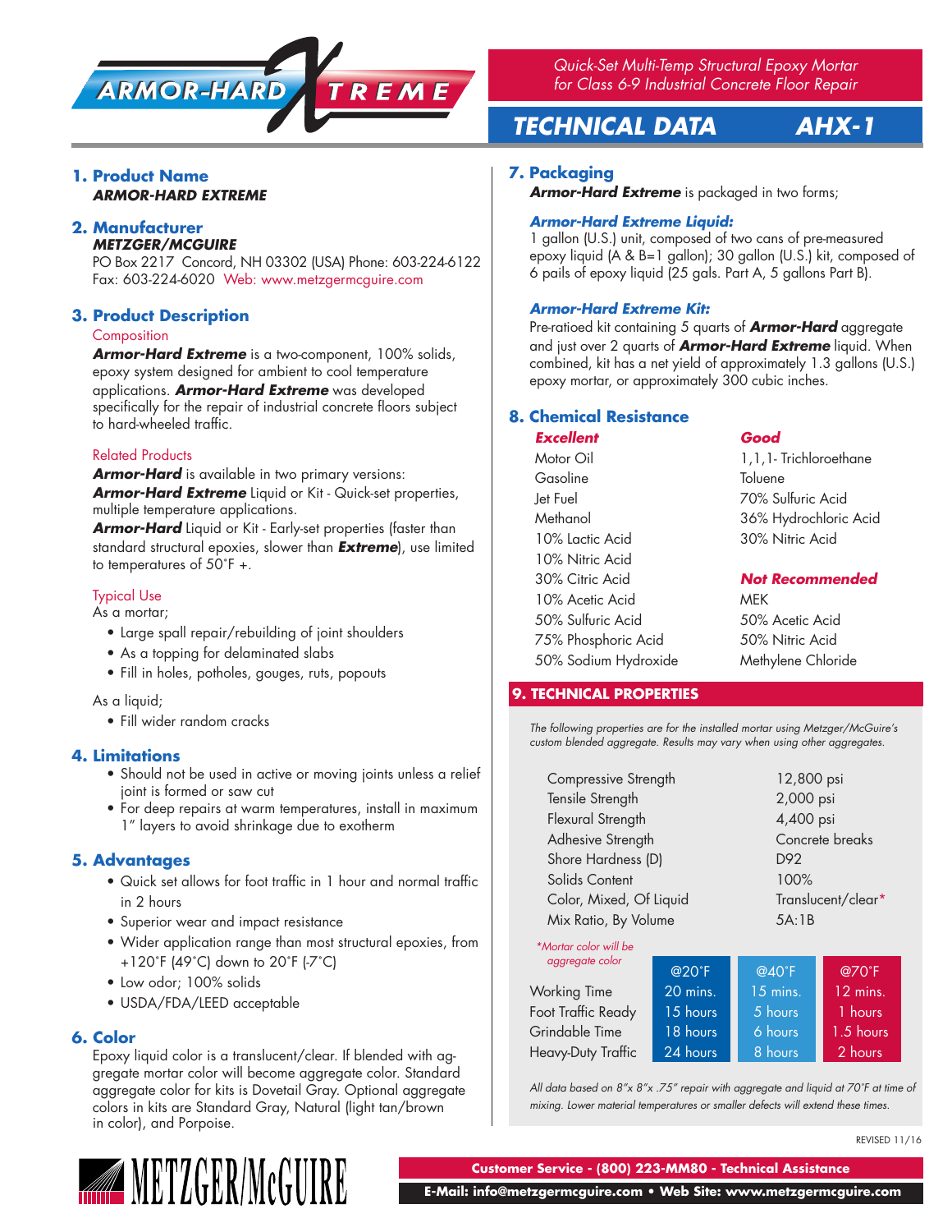# ARMOR-HARD XTREME

*Quick-Set Multi-Temp Structural Epoxy Mortar for Class 6-9 Industrial Concrete Floor Repair*

## TECHNICAL DATA AHX-1

## 1. Product Name

***ARMOR-HARD EXTREME***

## 2. Manufacturer

***METZGER/MCGUIRE***

PO Box 2217 Concord, NH 03302 (USA) Phone: 603-224-6122
Fax: 603-224-6020 Web: www.metzgermcguire.com

## 3. Product Description

### Composition

***Armor-Hard Extreme*** is a two-component, 100% solids, epoxy system designed for ambient to cool temperature applications. ***Armor-Hard Extreme*** was developed specifically for the repair of industrial concrete floors subject to hard-wheeled traffic.

### Related Products

***Armor-Hard*** is available in two primary versions:
***Armor-Hard Extreme*** Liquid or Kit - Quick-set properties, multiple temperature applications.
***Armor-Hard*** Liquid or Kit - Early-set properties (faster than standard structural epoxies, slower than ***Extreme***), use limited to temperatures of 50˚F +.

### Typical Use

As a mortar;

- Large spall repair/rebuilding of joint shoulders
- As a topping for delaminated slabs
- Fill in holes, potholes, gouges, ruts, popouts

As a liquid;

- Fill wider random cracks

## 4. Limitations

- Should not be used in active or moving joints unless a relief joint is formed or saw cut
- For deep repairs at warm temperatures, install in maximum 1" layers to avoid shrinkage due to exotherm

## 5. Advantages

- Quick set allows for foot traffic in 1 hour and normal traffic in 2 hours
- Superior wear and impact resistance
- Wider application range than most structural epoxies, from +120˚F (49˚C) down to 20˚F (-7˚C)
- Low odor; 100% solids
- USDA/FDA/LEED acceptable

## 6. Color

Epoxy liquid color is a translucent/clear. If blended with aggregate mortar color will become aggregate color. Standard aggregate color for kits is Dovetail Gray. Optional aggregate colors in kits are Standard Gray, Natural (light tan/brown in color), and Porpoise.

## 7. Packaging

***Armor-Hard Extreme*** is packaged in two forms;

#### *Armor-Hard Extreme Liquid:*

1 gallon (U.S.) unit, composed of two cans of pre-measured epoxy liquid (A & B=1 gallon); 30 gallon (U.S.) kit, composed of 6 pails of epoxy liquid (25 gals. Part A, 5 gallons Part B).

#### *Armor-Hard Extreme Kit:*

Pre-ratioed kit containing 5 quarts of ***Armor-Hard*** aggregate and just over 2 quarts of ***Armor-Hard Extreme*** liquid. When combined, kit has a net yield of approximately 1.3 gallons (U.S.) epoxy mortar, or approximately 300 cubic inches.

## 8. Chemical Resistance

| ***Excellent*** | ***Good*** |
|---|---|
| Motor Oil | 1,1,1- Trichloroethane |
| Gasoline | Toluene |
| Jet Fuel | 70% Sulfuric Acid |
| Methanol | 36% Hydrochloric Acid |
| 10% Lactic Acid | 30% Nitric Acid |
| 10% Nitric Acid | |
| 30% Citric Acid | ***Not Recommended*** |
| 10% Acetic Acid | MEK |
| 50% Sulfuric Acid | 50% Acetic Acid |
| 75% Phosphoric Acid | 50% Nitric Acid |
| 50% Sodium Hydroxide | Methylene Chloride |

## 9. TECHNICAL PROPERTIES

*The following properties are for the installed mortar using Metzger/McGuire's custom blended aggregate. Results may vary when using other aggregates.*

| Property | Value |
|---|---|
| Compressive Strength | 12,800 psi |
| Tensile Strength | 2,000 psi |
| Flexural Strength | 4,400 psi |
| Adhesive Strength | Concrete breaks |
| Shore Hardness (D) | D92 |
| Solids Content | 100% |
| Color, Mixed, Of Liquid | Translucent/clear* |
| Mix Ratio, By Volume | 5A:1B |

*\*Mortar color will be aggregate color*

| | @20˚F | @40˚F | @70˚F |
|---|---|---|---|
| Working Time | 20 mins. | 15 mins. | 12 mins. |
| Foot Traffic Ready | 15 hours | 5 hours | 1 hours |
| Grindable Time | 18 hours | 6 hours | 1.5 hours |
| Heavy-Duty Traffic | 24 hours | 8 hours | 2 hours |

*All data based on 8"x 8"x .75" repair with aggregate and liquid at 70˚F at time of mixing. Lower material temperatures or smaller defects will extend these times.*

REVISED 11/16

METZGER/McGUIRE

**Customer Service - (800) 223-MM80 - Technical Assistance**
**E-Mail: info@metzgermcguire.com • Web Site: www.metzgermcguire.com**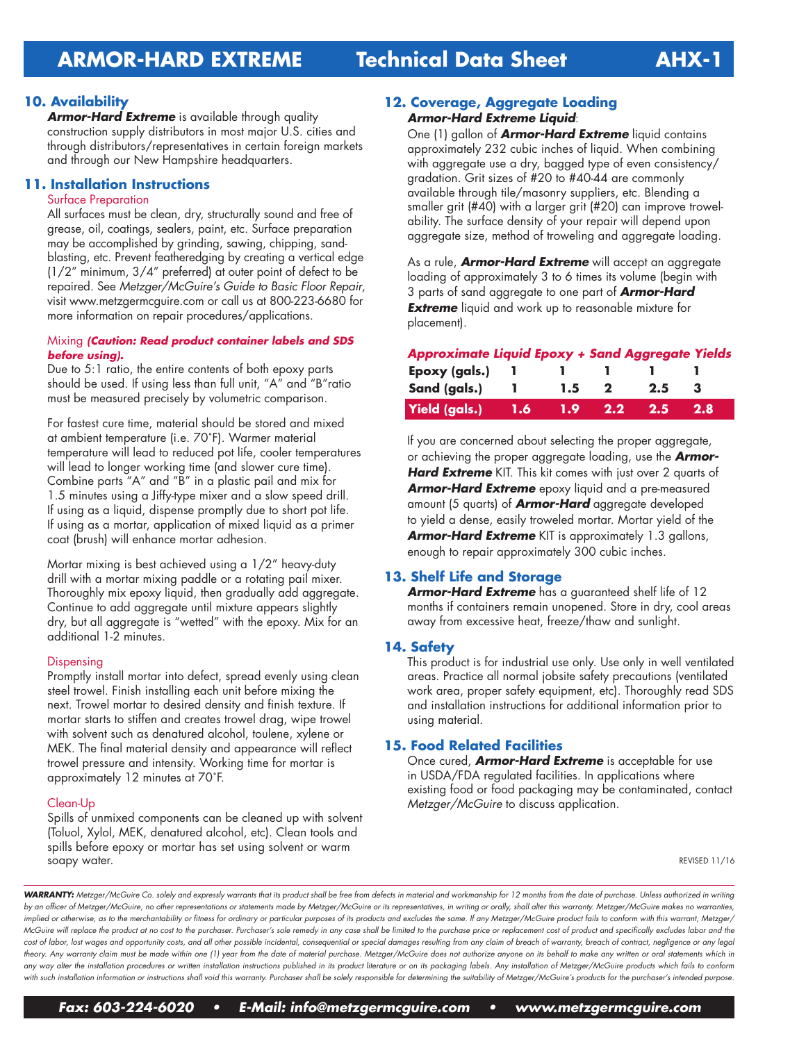## 10. Availability

***Armor-Hard Extreme*** is available through quality construction supply distributors in most major U.S. cities and through distributors/representatives in certain foreign markets and through our New Hampshire headquarters.

## 11. Installation Instructions

### Surface Preparation

All surfaces must be clean, dry, structurally sound and free of grease, oil, coatings, sealers, paint, etc. Surface preparation may be accomplished by grinding, sawing, chipping, sand-blasting, etc. Prevent featheredging by creating a vertical edge (1/2" minimum, 3/4" preferred) at outer point of defect to be repaired. See *Metzger/McGuire's Guide to Basic Floor Repair*, visit www.metzgermcguire.com or call us at 800-223-6680 for more information on repair procedures/applications.

### Mixing ***(Caution: Read product container labels and SDS before using).***

Due to 5:1 ratio, the entire contents of both epoxy parts should be used. If using less than full unit, "A" and "B"ratio must be measured precisely by volumetric comparison.

For fastest cure time, material should be stored and mixed at ambient temperature (i.e. 70˚F). Warmer material temperature will lead to reduced pot life, cooler temperatures will lead to longer working time (and slower cure time). Combine parts "A" and "B" in a plastic pail and mix for 1.5 minutes using a Jiffy-type mixer and a slow speed drill. If using as a liquid, dispense promptly due to short pot life. If using as a mortar, application of mixed liquid as a primer coat (brush) will enhance mortar adhesion.

Mortar mixing is best achieved using a 1/2" heavy-duty drill with a mortar mixing paddle or a rotating pail mixer. Thoroughly mix epoxy liquid, then gradually add aggregate. Continue to add aggregate until mixture appears slightly dry, but all aggregate is "wetted" with the epoxy. Mix for an additional 1-2 minutes.

### Dispensing

Promptly install mortar into defect, spread evenly using clean steel trowel. Finish installing each unit before mixing the next. Trowel mortar to desired density and finish texture. If mortar starts to stiffen and creates trowel drag, wipe trowel with solvent such as denatured alcohol, toulene, xylene or MEK. The final material density and appearance will reflect trowel pressure and intensity. Working time for mortar is approximately 12 minutes at 70˚F.

### Clean-Up

Spills of unmixed components can be cleaned up with solvent (Toluol, Xylol, MEK, denatured alcohol, etc). Clean tools and spills before epoxy or mortar has set using solvent or warm soapy water.

## 12. Coverage, Aggregate Loading

***Armor-Hard Extreme Liquid***:

One (1) gallon of ***Armor-Hard Extreme*** liquid contains approximately 232 cubic inches of liquid. When combining with aggregate use a dry, bagged type of even consistency/gradation. Grit sizes of #20 to #40-44 are commonly available through tile/masonry suppliers, etc. Blending a smaller grit (#40) with a larger grit (#20) can improve trowel-ability. The surface density of your repair will depend upon aggregate size, method of troweling and aggregate loading.

As a rule, ***Armor-Hard Extreme*** will accept an aggregate loading of approximately 3 to 6 times its volume (begin with 3 parts of sand aggregate to one part of ***Armor-Hard Extreme*** liquid and work up to reasonable mixture for placement).

***Approximate Liquid Epoxy + Sand Aggregate Yields***

| | | | | | |
|---|---|---|---|---|---|
| **Epoxy (gals.)** | **1** | **1** | **1** | **1** | **1** |
| **Sand (gals.)** | **1** | **1.5** | **2** | **2.5** | **3** |
| **Yield (gals.)** | **1.6** | **1.9** | **2.2** | **2.5** | **2.8** |

If you are concerned about selecting the proper aggregate, or achieving the proper aggregate loading, use the ***Armor-Hard Extreme*** KIT. This kit comes with just over 2 quarts of ***Armor-Hard Extreme*** epoxy liquid and a pre-measured amount (5 quarts) of ***Armor-Hard*** aggregate developed to yield a dense, easily troweled mortar. Mortar yield of the ***Armor-Hard Extreme*** KIT is approximately 1.3 gallons, enough to repair approximately 300 cubic inches.

## 13. Shelf Life and Storage

***Armor-Hard Extreme*** has a guaranteed shelf life of 12 months if containers remain unopened. Store in dry, cool areas away from excessive heat, freeze/thaw and sunlight.

## 14. Safety

This product is for industrial use only. Use only in well ventilated areas. Practice all normal jobsite safety precautions (ventilated work area, proper safety equipment, etc). Thoroughly read SDS and installation instructions for additional information prior to using material.

## 15. Food Related Facilities

Once cured, ***Armor-Hard Extreme*** is acceptable for use in USDA/FDA regulated facilities. In applications where existing food or food packaging may be contaminated, contact *Metzger/McGuire* to discuss application.

REVISED 11/16

***WARRANTY:*** *Metzger/McGuire Co. solely and expressly warrants that its product shall be free from defects in material and workmanship for 12 months from the date of purchase. Unless authorized in writing by an officer of Metzger/McGuire, no other representations or statements made by Metzger/McGuire or its representatives, in writing or orally, shall alter this warranty. Metzger/McGuire makes no warranties, implied or otherwise, as to the merchantability or fitness for ordinary or particular purposes of its products and excludes the same. If any Metzger/McGuire product fails to conform with this warrant, Metzger/McGuire will replace the product at no cost to the purchaser. Purchaser's sole remedy in any case shall be limited to the purchase price or replacement cost of product and specifically excludes labor and the cost of labor, lost wages and opportunity costs, and all other possible incidental, consequential or special damages resulting from any claim of breach of warranty, breach of contract, negligence or any legal theory. Any warranty claim must be made within one (1) year from the date of material purchase. Metzger/McGuire does not authorize anyone on its behalf to make any written or oral statements which in any way alter the installation procedures or written installation instructions published in its product literature or on its packaging labels. Any installation of Metzger/McGuire products which fails to conform with such installation information or instructions shall void this warranty. Purchaser shall be solely responsible for determining the suitability of Metzger/McGuire's products for the purchaser's intended purpose.*

***Fax: 603-224-6020 • E-Mail: info@metzgermcguire.com • www.metzgermcguire.com***